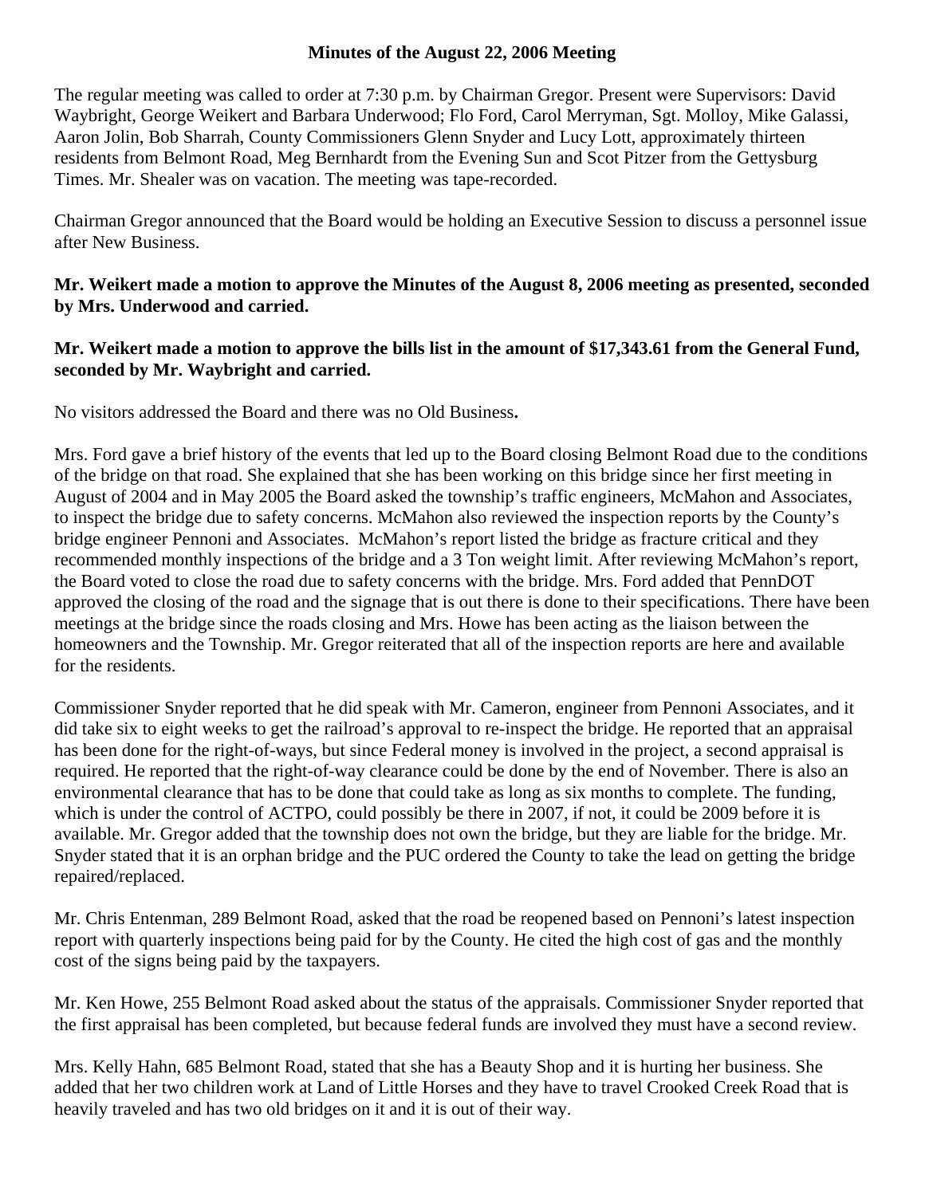# Minutes of the August 22, 2006 Meeting

The regular meeting was called to order at 7:30 p.m. by Chairman Gregor. Present were Supervisors: David Waybright, George Weikert and Barbara Underwood; Flo Ford, Carol Merryman, Sgt. Molloy, Mike Galassi, Aaron Jolin, Bob Sharrah, County Commissioners Glenn Snyder and Lucy Lott, approximately thirteen residents from Belmont Road, Meg Bernhardt from the Evening Sun and Scot Pitzer from the Gettysburg Times. Mr. Shealer was on vacation. The meeting was tape-recorded.

Chairman Gregor announced that the Board would be holding an Executive Session to discuss a personnel issue after New Business.

**Mr. Weikert made a motion to approve the Minutes of the August 8, 2006 meeting as presented, seconded by Mrs. Underwood and carried.**

**Mr. Weikert made a motion to approve the bills list in the amount of $17,343.61 from the General Fund, seconded by Mr. Waybright and carried.**

No visitors addressed the Board and there was no Old Business**.**

Mrs. Ford gave a brief history of the events that led up to the Board closing Belmont Road due to the conditions of the bridge on that road. She explained that she has been working on this bridge since her first meeting in August of 2004 and in May 2005 the Board asked the township's traffic engineers, McMahon and Associates, to inspect the bridge due to safety concerns. McMahon also reviewed the inspection reports by the County's bridge engineer Pennoni and Associates. McMahon's report listed the bridge as fracture critical and they recommended monthly inspections of the bridge and a 3 Ton weight limit. After reviewing McMahon's report, the Board voted to close the road due to safety concerns with the bridge. Mrs. Ford added that PennDOT approved the closing of the road and the signage that is out there is done to their specifications. There have been meetings at the bridge since the roads closing and Mrs. Howe has been acting as the liaison between the homeowners and the Township. Mr. Gregor reiterated that all of the inspection reports are here and available for the residents.

Commissioner Snyder reported that he did speak with Mr. Cameron, engineer from Pennoni Associates, and it did take six to eight weeks to get the railroad's approval to re-inspect the bridge. He reported that an appraisal has been done for the right-of-ways, but since Federal money is involved in the project, a second appraisal is required. He reported that the right-of-way clearance could be done by the end of November. There is also an environmental clearance that has to be done that could take as long as six months to complete. The funding, which is under the control of ACTPO, could possibly be there in 2007, if not, it could be 2009 before it is available. Mr. Gregor added that the township does not own the bridge, but they are liable for the bridge. Mr. Snyder stated that it is an orphan bridge and the PUC ordered the County to take the lead on getting the bridge repaired/replaced.

Mr. Chris Entenman, 289 Belmont Road, asked that the road be reopened based on Pennoni's latest inspection report with quarterly inspections being paid for by the County. He cited the high cost of gas and the monthly cost of the signs being paid by the taxpayers.

Mr. Ken Howe, 255 Belmont Road asked about the status of the appraisals. Commissioner Snyder reported that the first appraisal has been completed, but because federal funds are involved they must have a second review.

Mrs. Kelly Hahn, 685 Belmont Road, stated that she has a Beauty Shop and it is hurting her business. She added that her two children work at Land of Little Horses and they have to travel Crooked Creek Road that is heavily traveled and has two old bridges on it and it is out of their way.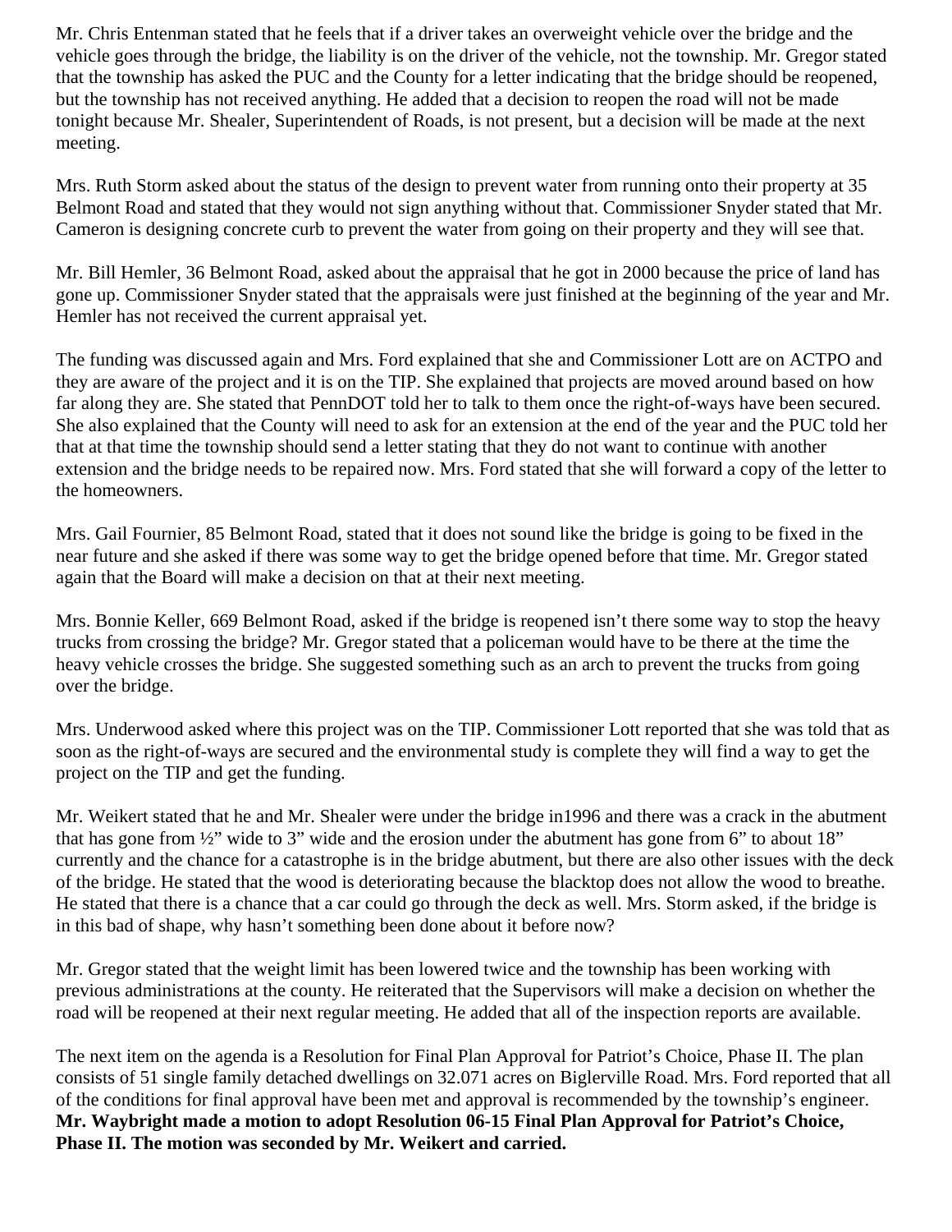Mr. Chris Entenman stated that he feels that if a driver takes an overweight vehicle over the bridge and the vehicle goes through the bridge, the liability is on the driver of the vehicle, not the township. Mr. Gregor stated that the township has asked the PUC and the County for a letter indicating that the bridge should be reopened, but the township has not received anything. He added that a decision to reopen the road will not be made tonight because Mr. Shealer, Superintendent of Roads, is not present, but a decision will be made at the next meeting.

Mrs. Ruth Storm asked about the status of the design to prevent water from running onto their property at 35 Belmont Road and stated that they would not sign anything without that. Commissioner Snyder stated that Mr. Cameron is designing concrete curb to prevent the water from going on their property and they will see that.

Mr. Bill Hemler, 36 Belmont Road, asked about the appraisal that he got in 2000 because the price of land has gone up. Commissioner Snyder stated that the appraisals were just finished at the beginning of the year and Mr. Hemler has not received the current appraisal yet.

The funding was discussed again and Mrs. Ford explained that she and Commissioner Lott are on ACTPO and they are aware of the project and it is on the TIP. She explained that projects are moved around based on how far along they are. She stated that PennDOT told her to talk to them once the right-of-ways have been secured. She also explained that the County will need to ask for an extension at the end of the year and the PUC told her that at that time the township should send a letter stating that they do not want to continue with another extension and the bridge needs to be repaired now. Mrs. Ford stated that she will forward a copy of the letter to the homeowners.

Mrs. Gail Fournier, 85 Belmont Road, stated that it does not sound like the bridge is going to be fixed in the near future and she asked if there was some way to get the bridge opened before that time. Mr. Gregor stated again that the Board will make a decision on that at their next meeting.

Mrs. Bonnie Keller, 669 Belmont Road, asked if the bridge is reopened isn't there some way to stop the heavy trucks from crossing the bridge? Mr. Gregor stated that a policeman would have to be there at the time the heavy vehicle crosses the bridge. She suggested something such as an arch to prevent the trucks from going over the bridge.

Mrs. Underwood asked where this project was on the TIP. Commissioner Lott reported that she was told that as soon as the right-of-ways are secured and the environmental study is complete they will find a way to get the project on the TIP and get the funding.

Mr. Weikert stated that he and Mr. Shealer were under the bridge in1996 and there was a crack in the abutment that has gone from ½" wide to 3" wide and the erosion under the abutment has gone from 6" to about 18" currently and the chance for a catastrophe is in the bridge abutment, but there are also other issues with the deck of the bridge. He stated that the wood is deteriorating because the blacktop does not allow the wood to breathe. He stated that there is a chance that a car could go through the deck as well. Mrs. Storm asked, if the bridge is in this bad of shape, why hasn't something been done about it before now?

Mr. Gregor stated that the weight limit has been lowered twice and the township has been working with previous administrations at the county. He reiterated that the Supervisors will make a decision on whether the road will be reopened at their next regular meeting. He added that all of the inspection reports are available.

The next item on the agenda is a Resolution for Final Plan Approval for Patriot's Choice, Phase II. The plan consists of 51 single family detached dwellings on 32.071 acres on Biglerville Road. Mrs. Ford reported that all of the conditions for final approval have been met and approval is recommended by the township's engineer. **Mr. Waybright made a motion to adopt Resolution 06-15 Final Plan Approval for Patriot's Choice, Phase II. The motion was seconded by Mr. Weikert and carried.**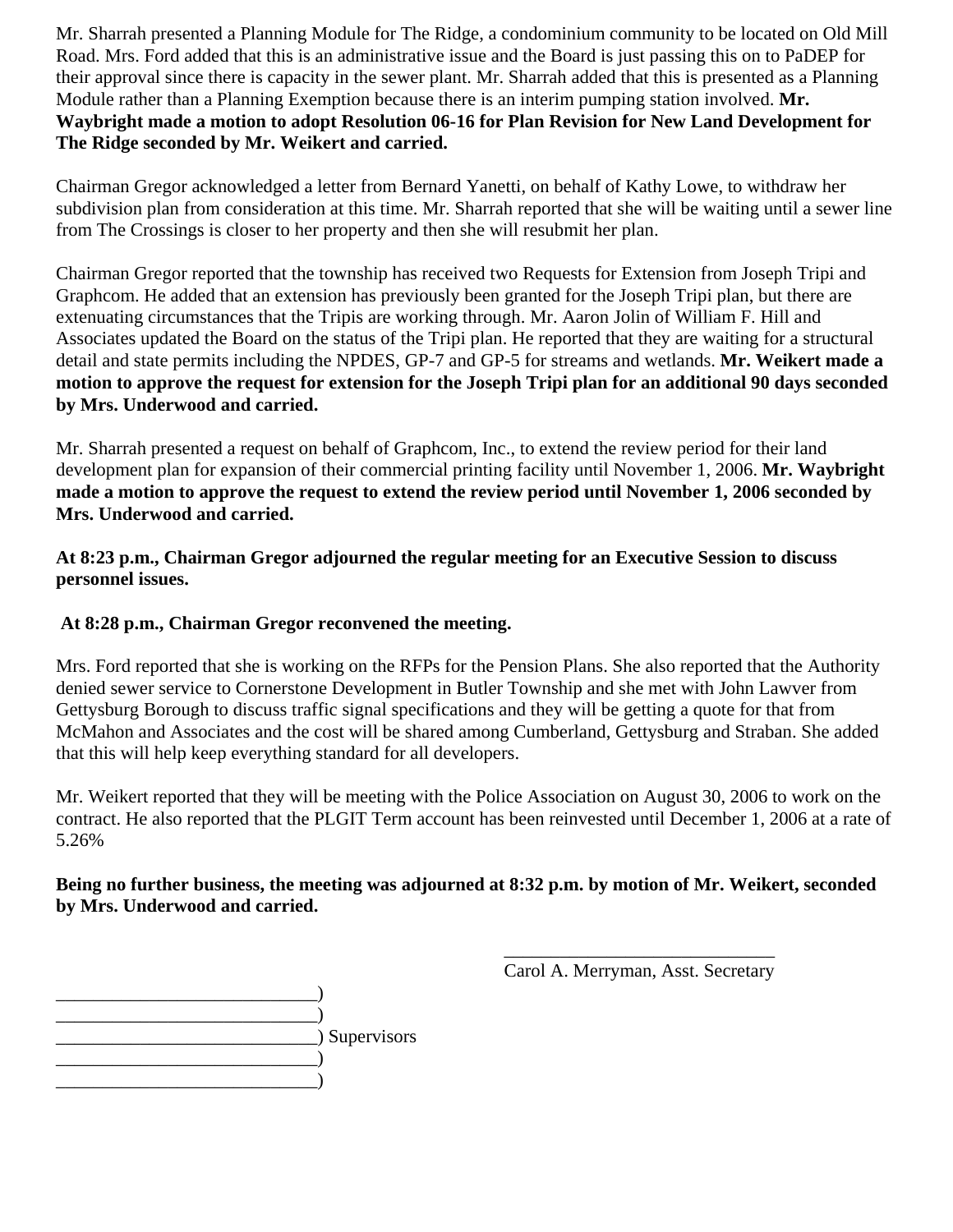Mr. Sharrah presented a Planning Module for The Ridge, a condominium community to be located on Old Mill Road. Mrs. Ford added that this is an administrative issue and the Board is just passing this on to PaDEP for their approval since there is capacity in the sewer plant. Mr. Sharrah added that this is presented as a Planning Module rather than a Planning Exemption because there is an interim pumping station involved. **Mr. Waybright made a motion to adopt Resolution 06-16 for Plan Revision for New Land Development for The Ridge seconded by Mr. Weikert and carried.**

Chairman Gregor acknowledged a letter from Bernard Yanetti, on behalf of Kathy Lowe, to withdraw her subdivision plan from consideration at this time. Mr. Sharrah reported that she will be waiting until a sewer line from The Crossings is closer to her property and then she will resubmit her plan.

Chairman Gregor reported that the township has received two Requests for Extension from Joseph Tripi and Graphcom. He added that an extension has previously been granted for the Joseph Tripi plan, but there are extenuating circumstances that the Tripis are working through. Mr. Aaron Jolin of William F. Hill and Associates updated the Board on the status of the Tripi plan. He reported that they are waiting for a structural detail and state permits including the NPDES, GP-7 and GP-5 for streams and wetlands. **Mr. Weikert made a motion to approve the request for extension for the Joseph Tripi plan for an additional 90 days seconded by Mrs. Underwood and carried.**

Mr. Sharrah presented a request on behalf of Graphcom, Inc., to extend the review period for their land development plan for expansion of their commercial printing facility until November 1, 2006. **Mr. Waybright made a motion to approve the request to extend the review period until November 1, 2006 seconded by Mrs. Underwood and carried.**

**At 8:23 p.m., Chairman Gregor adjourned the regular meeting for an Executive Session to discuss personnel issues.**

**At 8:28 p.m., Chairman Gregor reconvened the meeting.**

Mrs. Ford reported that she is working on the RFPs for the Pension Plans. She also reported that the Authority denied sewer service to Cornerstone Development in Butler Township and she met with John Lawver from Gettysburg Borough to discuss traffic signal specifications and they will be getting a quote for that from McMahon and Associates and the cost will be shared among Cumberland, Gettysburg and Straban. She added that this will help keep everything standard for all developers.

Mr. Weikert reported that they will be meeting with the Police Association on August 30, 2006 to work on the contract. He also reported that the PLGIT Term account has been reinvested until December 1, 2006 at a rate of 5.26%

**Being no further business, the meeting was adjourned at 8:32 p.m. by motion of Mr. Weikert, seconded by Mrs. Underwood and carried.**

_____________________________
Carol A. Merryman, Asst. Secretary

_____________________________)
_____________________________)
_____________________________) Supervisors
_____________________________)
_____________________________)